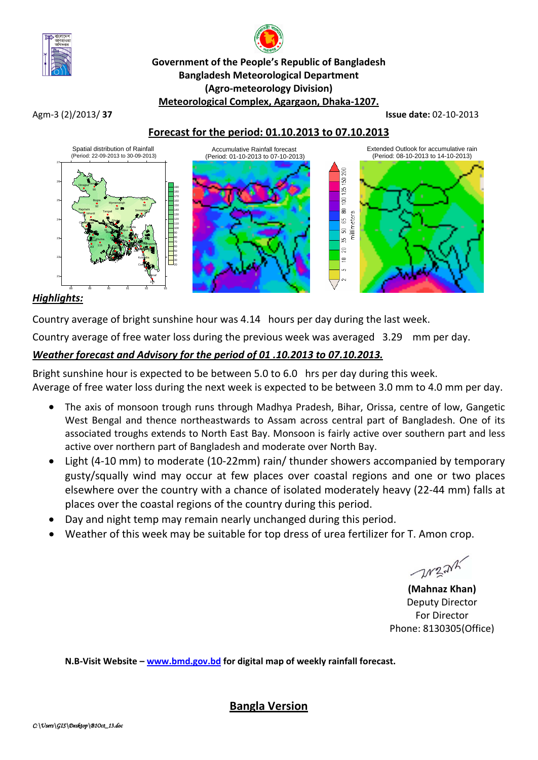**Government of the People's Republic of Bangladesh**
**Bangladesh Meteorological Department**
**(Agro-meteorology Division)**
**Meteorological Complex, Agargaon, Dhaka-1207.**

Agm-3 (2)/2013/ **37** **Issue date:** 02-10-2013

## Forecast for the period: 01.10.2013 to 07.10.2013

Spatial distribution of Rainfall (Period: 22-09-2013 to 30-09-2013)

Accumulative Rainfall forecast (Period: 01-10-2013 to 07-10-2013)

Extended Outlook for accumulative rain (Period: 08-10-2013 to 14-10-2013)

### *Highlights:*

Country average of bright sunshine hour was 4.14 hours per day during the last week.

Country average of free water loss during the previous week was averaged 3.29 mm per day.

### *Weather forecast and Advisory for the period of 01 .10.2013 to 07.10.2013.*

Bright sunshine hour is expected to be between 5.0 to 6.0 hrs per day during this week.
Average of free water loss during the next week is expected to be between 3.0 mm to 4.0 mm per day.

- The axis of monsoon trough runs through Madhya Pradesh, Bihar, Orissa, centre of low, Gangetic West Bengal and thence northeastwards to Assam across central part of Bangladesh. One of its associated troughs extends to North East Bay. Monsoon is fairly active over southern part and less active over northern part of Bangladesh and moderate over North Bay.
- Light (4-10 mm) to moderate (10-22mm) rain/ thunder showers accompanied by temporary gusty/squally wind may occur at few places over coastal regions and one or two places elsewhere over the country with a chance of isolated moderately heavy (22-44 mm) falls at places over the coastal regions of the country during this period.
- Day and night temp may remain nearly unchanged during this period.
- Weather of this week may be suitable for top dress of urea fertilizer for T. Amon crop.

**(Mahnaz Khan)**
Deputy Director
For Director
Phone: 8130305(Office)

**N.B-Visit Website – www.bmd.gov.bd for digital map of weekly rainfall forecast.**

## Bangla Version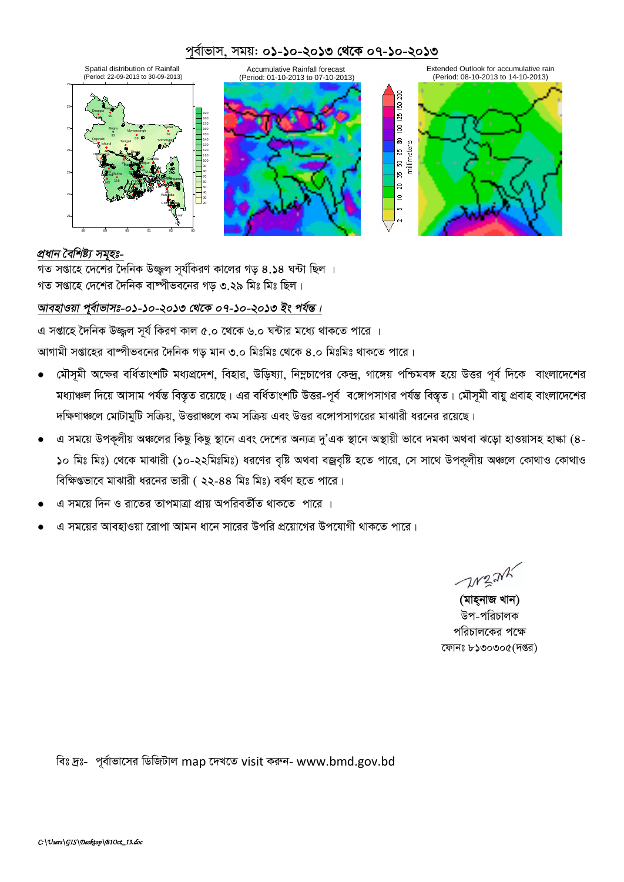# পূর্বাভাস, সময়: ০১-১০-২০১৩ থেকে ০৭-১০-২০১৩

Spatial distribution of Rainfall (Period: 22-09-2013 to 30-09-2013)

Accumulative Rainfall forecast (Period: 01-10-2013 to 07-10-2013)

Extended Outlook for accumulative rain (Period: 08-10-2013 to 14-10-2013)

***প্রধান বৈশিষ্ট্য সমূহঃ-***

গত সপ্তাহে দেশের দৈনিক উজ্জ্বল সূর্যকিরণ কালের গড় ৪.১৪ ঘন্টা ছিল ।

গত সপ্তাহে দেশের দৈনিক বাষ্পীভবনের গড় ৩.২৯ মিঃ মিঃ ছিল।

***আবহাওয়া পূর্বাভাসঃ-০১-১০-২০১৩ থেকে ০৭-১০-২০১৩ ইং পর্যন্ত।***

এ সপ্তাহে দৈনিক উজ্জ্বল সূর্য কিরণ কাল ৫.০ থেকে ৬.০ ঘন্টার মধ্যে থাকতে পারে ।

আগামী সপ্তাহের বাষ্পীভবনের দৈনিক গড় মান ৩.০ মিঃমিঃ থেকে ৪.০ মিঃমিঃ থাকতে পারে।

- মৌসূমী অক্ষের বর্ধিতাংশটি মধ্যপ্রদেশ, বিহার, উড়িষ্যা, নিম্নচাপের কেন্দ্র, গাঙ্গেয় পশ্চিমবঙ্গ হয়ে উত্তর পূর্ব দিকে বাংলাদেশের মধ্যাঞ্চল দিয়ে আসাম পর্যন্ত বিস্তৃত রয়েছে। এর বর্ধিতাংশটি উত্তর-পূর্ব বঙ্গোপসাগর পর্যন্ত বিস্তৃত। মৌসুমী বায়ু প্রবাহ বাংলাদেশের দক্ষিণাঞ্চলে মোটামুটি সক্রিয়, উত্তরাঞ্চলে কম সক্রিয় এবং উত্তর বঙ্গোপসাগরের মাঝারী ধরনের রয়েছে।
- এ সময়ে উপকূলীয় অঞ্চলের কিছু কিছু স্থানে এবং দেশের অন্যত্র দু'এক স্থানে অস্থায়ী ভাবে দমকা অথবা ঝড়ো হাওয়াসহ হাল্কা (৪-১০ মিঃ মিঃ) থেকে মাঝারী (১০-২২মিঃমিঃ) ধরণের বৃষ্টি অথবা বজ্রবৃষ্টি হতে পারে, সে সাথে উপকূলীয় অঞ্চলে কোথাও কোথাও বিক্ষিপ্তভাবে মাঝারী ধরনের ভারী ( ২২-৪৪ মিঃ মিঃ) বর্ষণ হতে পারে।
- এ সময়ে দিন ও রাতের তাপমাত্রা প্রায় অপরিবর্তিত থাকতে পারে ।
- এ সময়ের আবহাওয়া রোপা আমন ধানে সারের উপরি প্রয়োগের উপযোগী থাকতে পারে।

**(মাহনাজ খান)**
উপ-পরিচালক
পরিচালকের পক্ষে
ফোনঃ ৮১৩০৩০৫(দপ্তর)

বিঃ দ্রঃ- পূর্বাভাসের ডিজিটাল map দেখতে visit করুন- www.bmd.gov.bd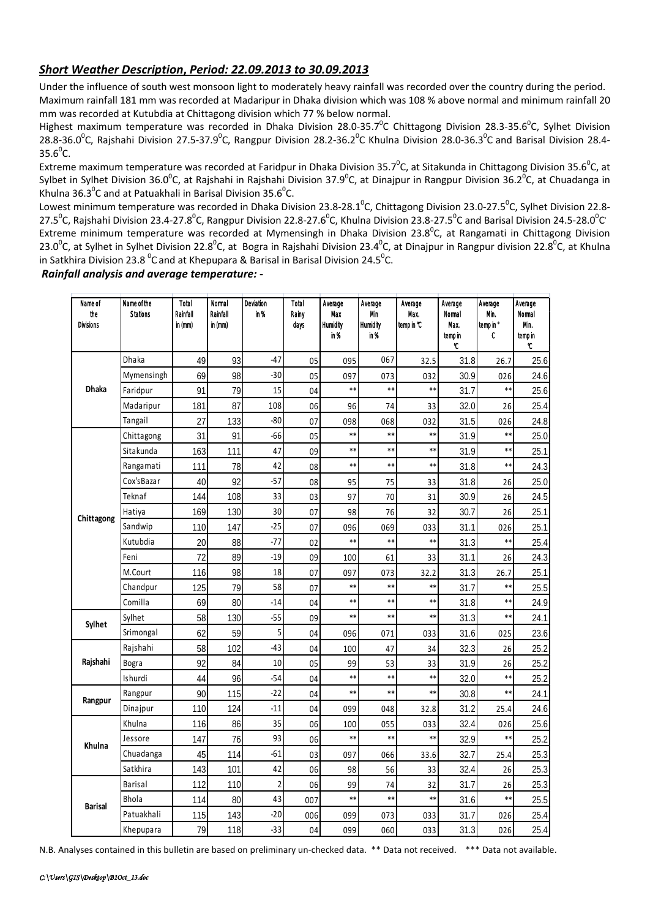## *Short Weather Description, Period: 22.09.2013 to 30.09.2013*

Under the influence of south west monsoon light to moderately heavy rainfall was recorded over the country during the period. Maximum rainfall 181 mm was recorded at Madaripur in Dhaka division which was 108 % above normal and minimum rainfall 20 mm was recorded at Kutubdia at Chittagong division which 77 % below normal.

Highest maximum temperature was recorded in Dhaka Division 28.0-35.7$^0$C Chittagong Division 28.3-35.6$^0$C, Sylhet Division 28.8-36.0$^0$C, Rajshahi Division 27.5-37.9$^0$C, Rangpur Division 28.2-36.2$^0$C Khulna Division 28.0-36.3$^0$C and Barisal Division 28.4-35.6$^0$C.

Extreme maximum temperature was recorded at Faridpur in Dhaka Division 35.7$^0$C, at Sitakunda in Chittagong Division 35.6$^0$C, at Sylbet in Sylhet Division 36.0$^0$C, at Rajshahi in Rajshahi Division 37.9$^0$C, at Dinajpur in Rangpur Division 36.2$^0$C, at Chuadanga in Khulna 36.3$^0$C and at Patuakhali in Barisal Division 35.6$^0$C.

Lowest minimum temperature was recorded in Dhaka Division 23.8-28.1$^0$C, Chittagong Division 23.0-27.5$^0$C, Sylhet Division 22.8-27.5$^0$C, Rajshahi Division 23.4-27.8$^0$C, Rangpur Division 22.8-27.6$^0$C, Khulna Division 23.8-27.5$^0$C and Barisal Division 24.5-28.0$^0$C.

Extreme minimum temperature was recorded at Mymensingh in Dhaka Division 23.8$^0$C, at Rangamati in Chittagong Division 23.0$^0$C, at Sylhet in Sylhet Division 22.8$^0$C, at Bogra in Rajshahi Division 23.4$^0$C, at Dinajpur in Rangpur division 22.8$^0$C, at Khulna in Satkhira Division 23.8 $^0$C and at Khepupara & Barisal in Barisal Division 24.5$^0$C.

***Rainfall analysis and average temperature: -***

| Name of the Divisions | Name of the Stations | Total Rainfall in (mm) | Normal Rainfall in (mm) | Deviation in % | Total Rainy days | Average Max Humidity in % | Average Min Humidity in % | Average Max. temp in ℃ | Average Normal Max. temp in ℃ | Average Min. temp in ° C | Average Normal Min. temp in ℃ |
|---|---|---|---|---|---|---|---|---|---|---|---|
| Dhaka | Dhaka | 49 | 93 | -47 | 05 | 095 | 067 | 32.5 | 31.8 | 26.7 | 25.6 |
| | Mymensingh | 69 | 98 | -30 | 05 | 097 | 073 | 032 | 30.9 | 026 | 24.6 |
| | Faridpur | 91 | 79 | 15 | 04 | ** | ** | ** | 31.7 | ** | 25.6 |
| | Madaripur | 181 | 87 | 108 | 06 | 96 | 74 | 33 | 32.0 | 26 | 25.4 |
| | Tangail | 27 | 133 | -80 | 07 | 098 | 068 | 032 | 31.5 | 026 | 24.8 |
| Chittagong | Chittagong | 31 | 91 | -66 | 05 | ** | ** | ** | 31.9 | ** | 25.0 |
| | Sitakunda | 163 | 111 | 47 | 09 | ** | ** | ** | 31.9 | ** | 25.1 |
| | Rangamati | 111 | 78 | 42 | 08 | ** | ** | ** | 31.8 | ** | 24.3 |
| | Cox'sBazar | 40 | 92 | -57 | 08 | 95 | 75 | 33 | 31.8 | 26 | 25.0 |
| | Teknaf | 144 | 108 | 33 | 03 | 97 | 70 | 31 | 30.9 | 26 | 24.5 |
| | Hatiya | 169 | 130 | 30 | 07 | 98 | 76 | 32 | 30.7 | 26 | 25.1 |
| | Sandwip | 110 | 147 | -25 | 07 | 096 | 069 | 033 | 31.1 | 026 | 25.1 |
| | Kutubdia | 20 | 88 | -77 | 02 | ** | ** | ** | 31.3 | ** | 25.4 |
| | Feni | 72 | 89 | -19 | 09 | 100 | 61 | 33 | 31.1 | 26 | 24.3 |
| | M.Court | 116 | 98 | 18 | 07 | 097 | 073 | 32.2 | 31.3 | 26.7 | 25.1 |
| | Chandpur | 125 | 79 | 58 | 07 | ** | ** | ** | 31.7 | ** | 25.5 |
| | Comilla | 69 | 80 | -14 | 04 | ** | ** | ** | 31.8 | ** | 24.9 |
| Sylhet | Sylhet | 58 | 130 | -55 | 09 | ** | ** | ** | 31.3 | ** | 24.1 |
| | Srimongal | 62 | 59 | 5 | 04 | 096 | 071 | 033 | 31.6 | 025 | 23.6 |
| Rajshahi | Rajshahi | 58 | 102 | -43 | 04 | 100 | 47 | 34 | 32.3 | 26 | 25.2 |
| | Bogra | 92 | 84 | 10 | 05 | 99 | 53 | 33 | 31.9 | 26 | 25.2 |
| | Ishurdi | 44 | 96 | -54 | 04 | ** | ** | ** | 32.0 | ** | 25.2 |
| Rangpur | Rangpur | 90 | 115 | -22 | 04 | ** | ** | ** | 30.8 | ** | 24.1 |
| | Dinajpur | 110 | 124 | -11 | 04 | 099 | 048 | 32.8 | 31.2 | 25.4 | 24.6 |
| Khulna | Khulna | 116 | 86 | 35 | 06 | 100 | 055 | 033 | 32.4 | 026 | 25.6 |
| | Jessore | 147 | 76 | 93 | 06 | ** | ** | ** | 32.9 | ** | 25.2 |
| | Chuadanga | 45 | 114 | -61 | 03 | 097 | 066 | 33.6 | 32.7 | 25.4 | 25.3 |
| | Satkhira | 143 | 101 | 42 | 06 | 98 | 56 | 33 | 32.4 | 26 | 25.3 |
| Barisal | Barisal | 112 | 110 | 2 | 06 | 99 | 74 | 32 | 31.7 | 26 | 25.3 |
| | Bhola | 114 | 80 | 43 | 007 | ** | ** | ** | 31.6 | ** | 25.5 |
| | Patuakhali | 115 | 143 | -20 | 006 | 099 | 073 | 033 | 31.7 | 026 | 25.4 |
| | Khepupara | 79 | 118 | -33 | 04 | 099 | 060 | 033 | 31.3 | 026 | 25.4 |

N.B. Analyses contained in this bulletin are based on preliminary un-checked data. ** Data not received. *** Data not available.

*C:\Users\GIS\Desktop\B1Oct_13.doc*